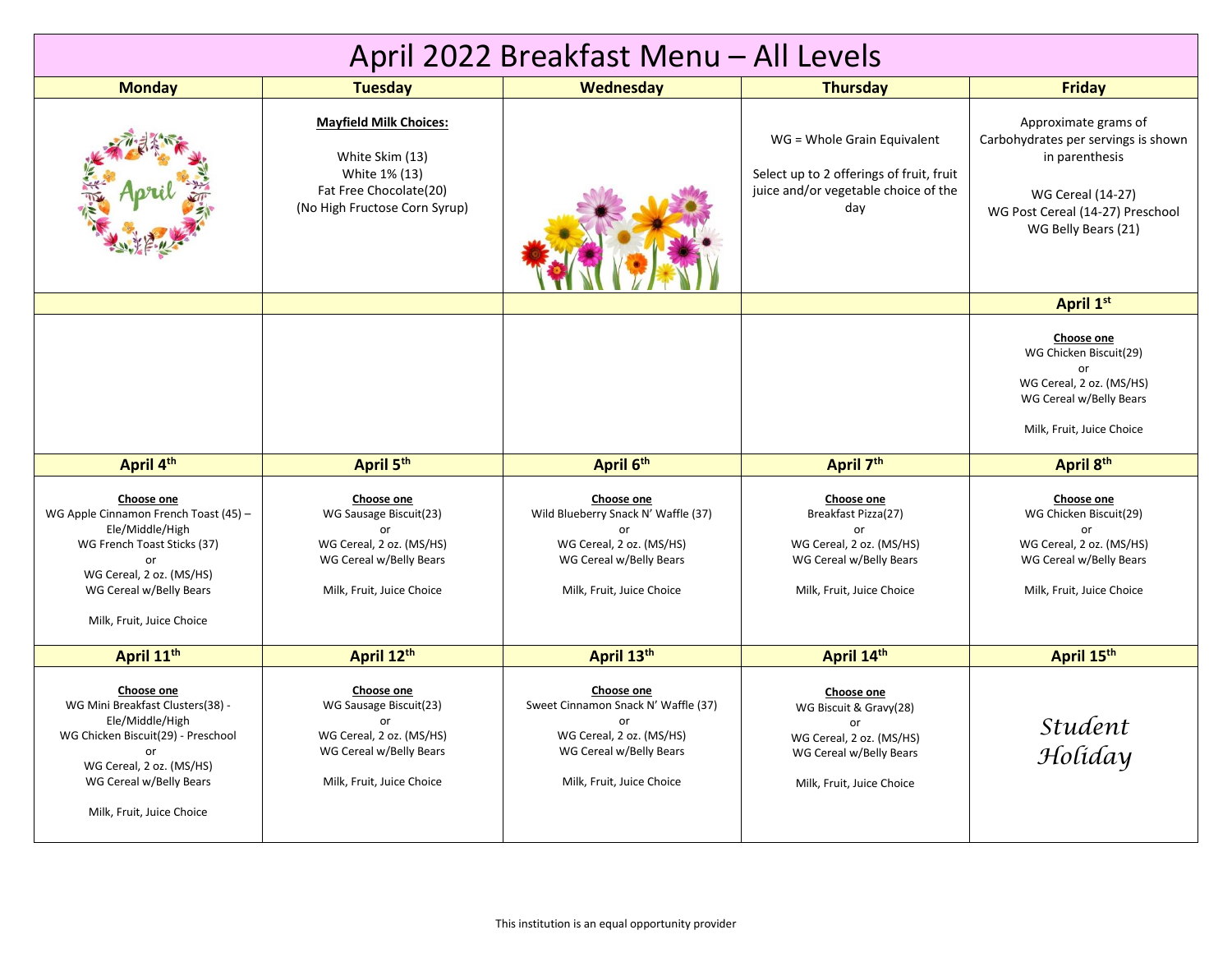# April 2022 Breakfast Menu – All Levels

| Monday | Tuesday | Wednesday | Thursday | Friday |
|---|---|---|---|---|
| | **Mayfield Milk Choices:**<br><br>White Skim (13)<br>White 1% (13)<br>Fat Free Chocolate(20)<br>(No High Fructose Corn Syrup) | | WG = Whole Grain Equivalent<br><br>Select up to 2 offerings of fruit, fruit juice and/or vegetable choice of the day | Approximate grams of Carbohydrates per servings is shown in parenthesis<br><br>WG Cereal (14-27)<br>WG Post Cereal (14-27) Preschool<br>WG Belly Bears (21) |
| | | | | **April 1st** |
| | | | | **Choose one**<br>WG Chicken Biscuit(29)<br>or<br>WG Cereal, 2 oz. (MS/HS)<br>WG Cereal w/Belly Bears<br><br>Milk, Fruit, Juice Choice |
| **April 4th** | **April 5th** | **April 6th** | **April 7th** | **April 8th** |
| **Choose one**<br>WG Apple Cinnamon French Toast (45) – Ele/Middle/High<br>WG French Toast Sticks (37)<br>or<br>WG Cereal, 2 oz. (MS/HS)<br>WG Cereal w/Belly Bears<br><br>Milk, Fruit, Juice Choice | **Choose one**<br>WG Sausage Biscuit(23)<br>or<br>WG Cereal, 2 oz. (MS/HS)<br>WG Cereal w/Belly Bears<br><br>Milk, Fruit, Juice Choice | **Choose one**<br>Wild Blueberry Snack N' Waffle (37)<br>or<br>WG Cereal, 2 oz. (MS/HS)<br>WG Cereal w/Belly Bears<br><br>Milk, Fruit, Juice Choice | **Choose one**<br>Breakfast Pizza(27)<br>or<br>WG Cereal, 2 oz. (MS/HS)<br>WG Cereal w/Belly Bears<br><br>Milk, Fruit, Juice Choice | **Choose one**<br>WG Chicken Biscuit(29)<br>or<br>WG Cereal, 2 oz. (MS/HS)<br>WG Cereal w/Belly Bears<br><br>Milk, Fruit, Juice Choice |
| **April 11th** | **April 12th** | **April 13th** | **April 14th** | **April 15th** |
| **Choose one**<br>WG Mini Breakfast Clusters(38) - Ele/Middle/High<br>WG Chicken Biscuit(29) - Preschool<br>or<br>WG Cereal, 2 oz. (MS/HS)<br>WG Cereal w/Belly Bears<br><br>Milk, Fruit, Juice Choice | **Choose one**<br>WG Sausage Biscuit(23)<br>or<br>WG Cereal, 2 oz. (MS/HS)<br>WG Cereal w/Belly Bears<br><br>Milk, Fruit, Juice Choice | **Choose one**<br>Sweet Cinnamon Snack N' Waffle (37)<br>or<br>WG Cereal, 2 oz. (MS/HS)<br>WG Cereal w/Belly Bears<br><br>Milk, Fruit, Juice Choice | **Choose one**<br>WG Biscuit & Gravy(28)<br>or<br>WG Cereal, 2 oz. (MS/HS)<br>WG Cereal w/Belly Bears<br><br>Milk, Fruit, Juice Choice | *Student Holiday* |

This institution is an equal opportunity provider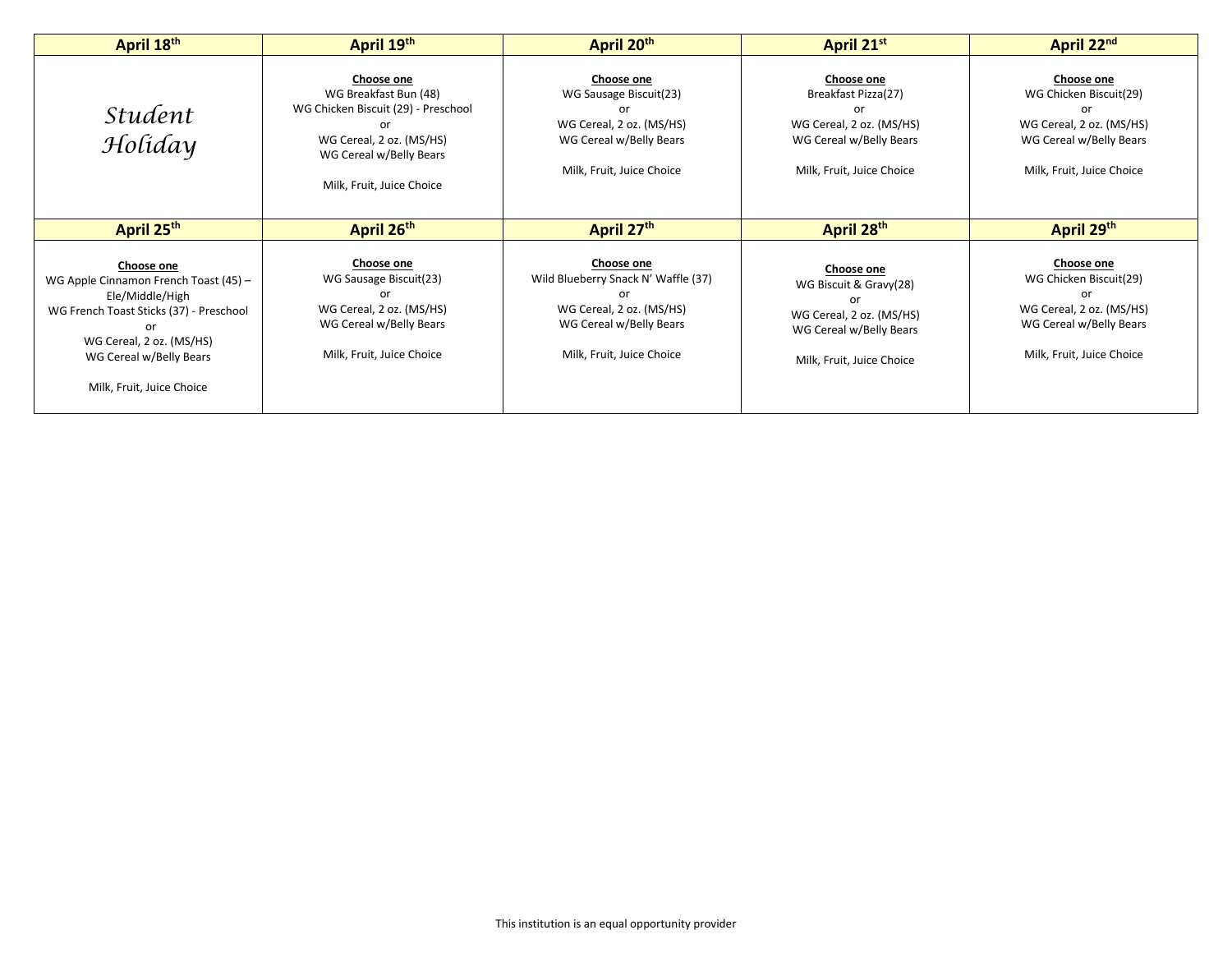| April 18th | April 19th | April 20th | April 21st | April 22nd |
|---|---|---|---|---|
| *Student Holiday* | **Choose one**<br>WG Breakfast Bun (48)<br>WG Chicken Biscuit (29) - Preschool<br>or<br>WG Cereal, 2 oz. (MS/HS)<br>WG Cereal w/Belly Bears<br><br>Milk, Fruit, Juice Choice | **Choose one**<br>WG Sausage Biscuit(23)<br>or<br>WG Cereal, 2 oz. (MS/HS)<br>WG Cereal w/Belly Bears<br><br>Milk, Fruit, Juice Choice | **Choose one**<br>Breakfast Pizza(27)<br>or<br>WG Cereal, 2 oz. (MS/HS)<br>WG Cereal w/Belly Bears<br><br>Milk, Fruit, Juice Choice | **Choose one**<br>WG Chicken Biscuit(29)<br>or<br>WG Cereal, 2 oz. (MS/HS)<br>WG Cereal w/Belly Bears<br><br>Milk, Fruit, Juice Choice |
| **April 25th** | **April 26th** | **April 27th** | **April 28th** | **April 29th** |
| **Choose one**<br>WG Apple Cinnamon French Toast (45) – Ele/Middle/High<br>WG French Toast Sticks (37) - Preschool<br>or<br>WG Cereal, 2 oz. (MS/HS)<br>WG Cereal w/Belly Bears<br><br>Milk, Fruit, Juice Choice | **Choose one**<br>WG Sausage Biscuit(23)<br>or<br>WG Cereal, 2 oz. (MS/HS)<br>WG Cereal w/Belly Bears<br><br>Milk, Fruit, Juice Choice | **Choose one**<br>Wild Blueberry Snack N' Waffle (37)<br>or<br>WG Cereal, 2 oz. (MS/HS)<br>WG Cereal w/Belly Bears<br><br>Milk, Fruit, Juice Choice | **Choose one**<br>WG Biscuit & Gravy(28)<br>or<br>WG Cereal, 2 oz. (MS/HS)<br>WG Cereal w/Belly Bears<br><br>Milk, Fruit, Juice Choice | **Choose one**<br>WG Chicken Biscuit(29)<br>or<br>WG Cereal, 2 oz. (MS/HS)<br>WG Cereal w/Belly Bears<br><br>Milk, Fruit, Juice Choice |

This institution is an equal opportunity provider